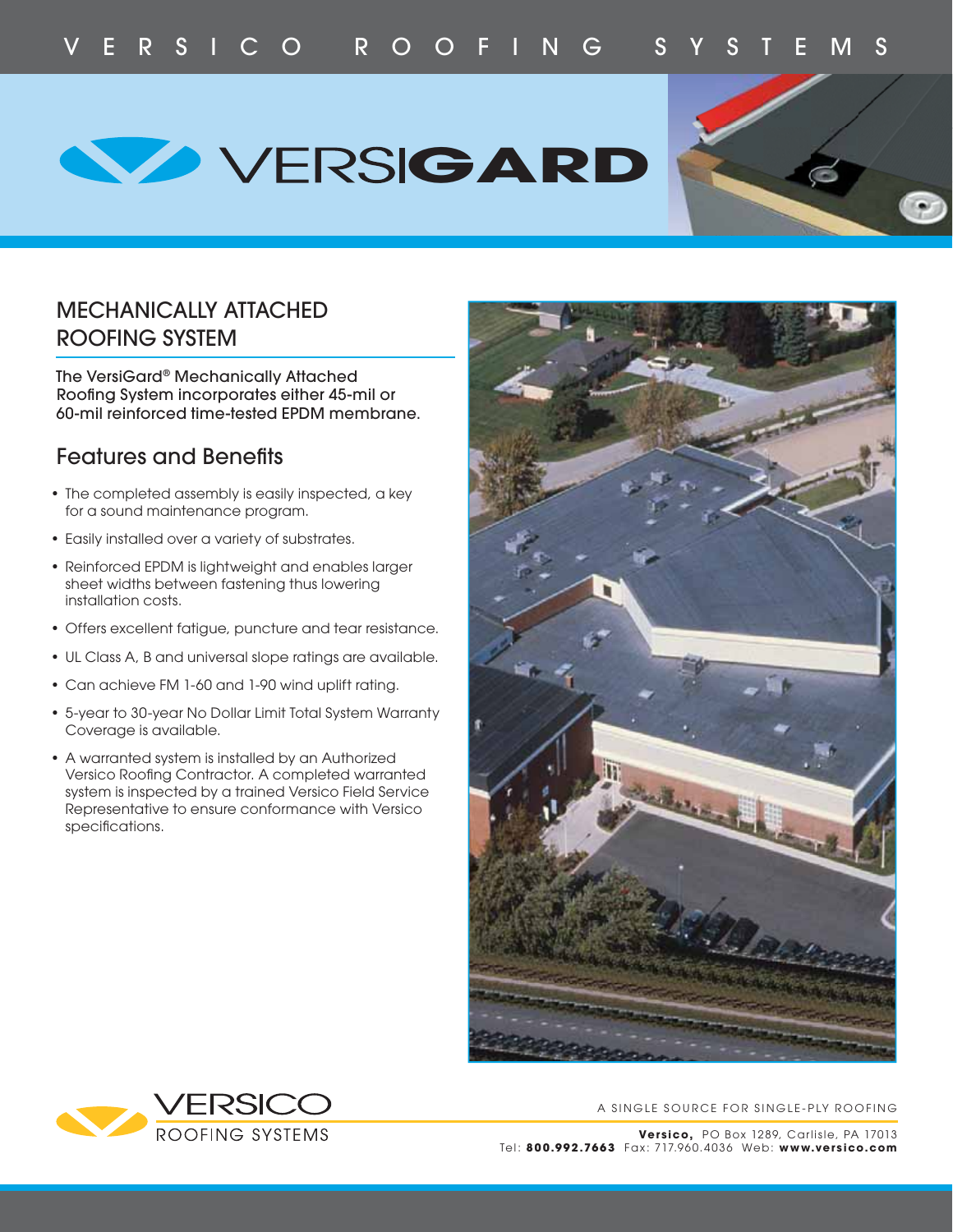VERSICO ROOFING SYSTEMS

# VERSIGARD

## MECHANICALLY ATTACHED ROOFING SYSTEM

The VersiGard® Mechanically Attached Roofing System incorporates either 45-mil or 60-mil reinforced time-tested EPDM membrane.

## Features and Benefits

- The completed assembly is easily inspected, a key for a sound maintenance program.
- Easily installed over a variety of substrates.
- Reinforced EPDM is lightweight and enables larger sheet widths between fastening thus lowering installation costs.
- Offers excellent fatigue, puncture and tear resistance.
- UL Class A, B and universal slope ratings are available.
- Can achieve FM 1-60 and 1-90 wind uplift rating.
- 5-year to 30-year No Dollar Limit Total System Warranty Coverage is available.
- A warranted system is installed by an Authorized Versico Roofing Contractor. A completed warranted system is inspected by a trained Versico Field Service Representative to ensure conformance with Versico specifications.

VERSICO ROOFING SYSTEMS

A SINGLE SOURCE FOR SINGLE-PLY ROOFING

**Versico,** PO Box 1289, Carlisle, PA 17013
Tel: **800.992.7663** Fax: 717.960.4036 Web: **www.versico.com**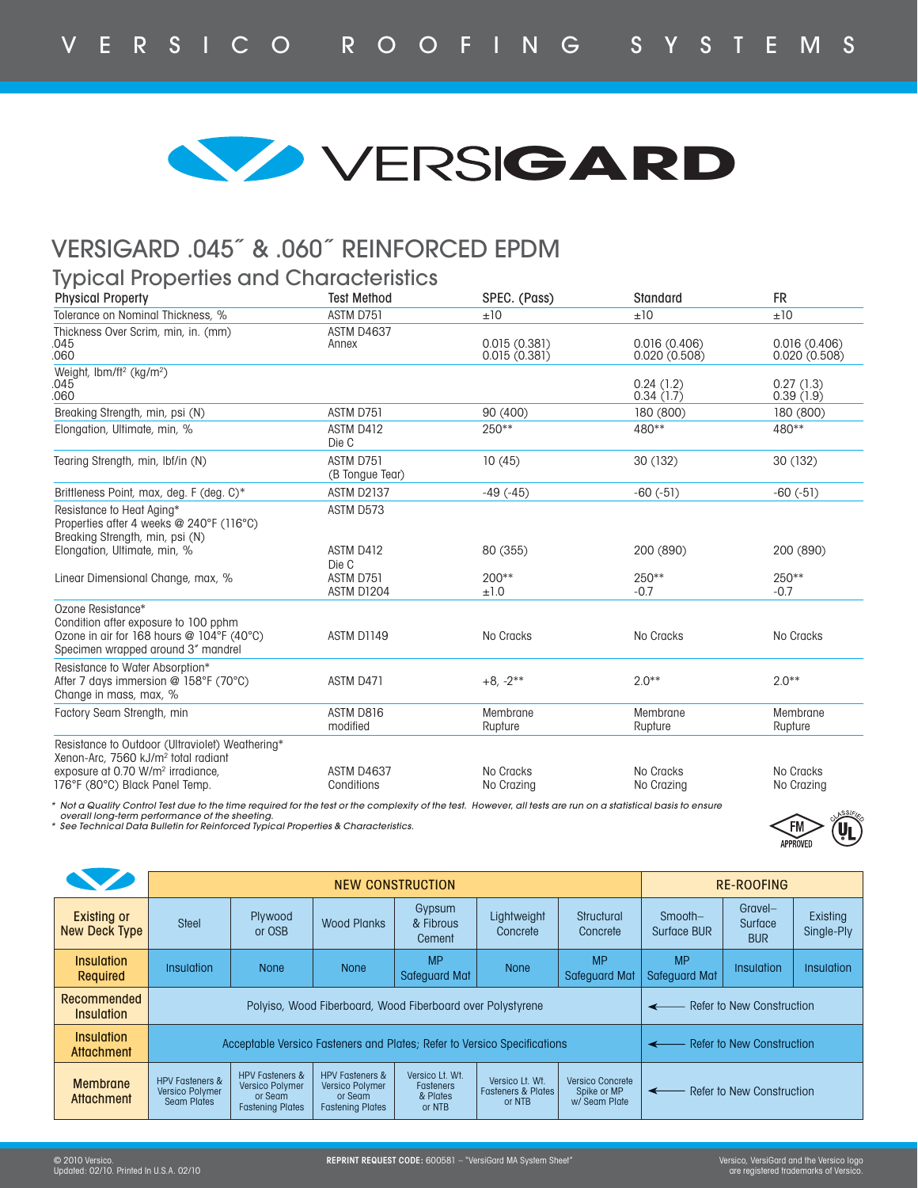VERSICO ROOFING SYSTEMS

# VERSIGARD

## VERSIGARD .045˝ & .060˝ REINFORCED EPDM

### Typical Properties and Characteristics

| Physical Property | Test Method | SPEC. (Pass) | Standard | FR |
|---|---|---|---|---|
| Tolerance on Nominal Thickness, % | ASTM D751 | ±10 | ±10 | ±10 |
| Thickness Over Scrim, min, in. (mm)<br>.045<br>.060 | ASTM D4637<br>Annex | <br>0.015 (0.381)<br>0.015 (0.381) | <br>0.016 (0.406)<br>0.020 (0.508) | <br>0.016 (0.406)<br>0.020 (0.508) |
| Weight, lbm/ft² (kg/m²)<br>.045<br>.060 | | | <br>0.24 (1.2)<br>0.34 (1.7) | <br>0.27 (1.3)<br>0.39 (1.9) |
| Breaking Strength, min, psi (N) | ASTM D751 | 90 (400) | 180 (800) | 180 (800) |
| Elongation, Ultimate, min, % | ASTM D412<br>Die C | 250** | 480** | 480** |
| Tearing Strength, min, lbf/in (N) | ASTM D751<br>(B Tongue Tear) | 10 (45) | 30 (132) | 30 (132) |
| Brittleness Point, max, deg. F (deg. C)* | ASTM D2137 | -49 (-45) | -60 (-51) | -60 (-51) |
| Resistance to Heat Aging*<br>Properties after 4 weeks @ 240°F (116°C)<br>Breaking Strength, min, psi (N) | ASTM D573 | | | |
| Elongation, Ultimate, min, % | ASTM D412<br>Die C | 80 (355) | 200 (890) | 200 (890) |
| Linear Dimensional Change, max, % | ASTM D751<br>ASTM D1204 | 200**<br>±1.0 | 250**<br>-0.7 | 250**<br>-0.7 |
| Ozone Resistance*<br>Condition after exposure to 100 pphm Ozone in air for 168 hours @ 104°F (40°C)<br>Specimen wrapped around 3" mandrel | ASTM D1149 | No Cracks | No Cracks | No Cracks |
| Resistance to Water Absorption*<br>After 7 days immersion @ 158°F (70°C)<br>Change in mass, max, % | ASTM D471 | +8, -2** | 2.0** | 2.0** |
| Factory Seam Strength, min | ASTM D816<br>modified | Membrane<br>Rupture | Membrane<br>Rupture | Membrane<br>Rupture |
| Resistance to Outdoor (Ultraviolet) Weathering*<br>Xenon-Arc, 7560 kJ/m² total radiant exposure at 0.70 W/m² irradiance, 176°F (80°C) Black Panel Temp. | ASTM D4637<br>Conditions | No Cracks<br>No Crazing | No Cracks<br>No Crazing | No Cracks<br>No Crazing |

*\* Not a Quality Control Test due to the time required for the test or the complexity of the test. However, all tests are run on a statistical basis to ensure overall long-term performance of the sheeting.*
*\* See Technical Data Bulletin for Reinforced Typical Properties & Characteristics.*

FM APPROVED    CLASSIFIED UL

| | NEW CONSTRUCTION | | | | | | RE-ROOFING | | |
|---|---|---|---|---|---|---|---|---|---|
| Existing or New Deck Type | Steel | Plywood or OSB | Wood Planks | Gypsum & Fibrous Cement | Lightweight Concrete | Structural Concrete | Smooth–Surface BUR | Gravel–Surface BUR | Existing Single-Ply |
| Insulation Required | Insulation | None | None | MP Safeguard Mat | None | MP Safeguard Mat | MP Safeguard Mat | Insulation | Insulation |
| Recommended Insulation | Polyiso, Wood Fiberboard, Wood Fiberboard over Polystyrene | | | | | | ← Refer to New Construction | | |
| Insulation Attachment | Acceptable Versico Fasteners and Plates; Refer to Versico Specifications | | | | | | ← Refer to New Construction | | |
| Membrane Attachment | HPV Fasteners & Versico Polymer Seam Plates | HPV Fasteners & Versico Polymer or Seam Fastening Plates | HPV Fasteners & Versico Polymer or Seam Fastening Plates | Versico Lt. Wt. Fasteners & Plates or NTB | Versico Lt. Wt. Fasteners & Plates or NTB | Versico Concrete Spike or MP w/ Seam Plate | ← Refer to New Construction | | |

© 2010 Versico.
Updated: 02/10. Printed In U.S.A. 02/10

**REPRINT REQUEST CODE:** 600581 – "VersiGard MA System Sheet"

Versico, VersiGard and the Versico logo are registered trademarks of Versico.